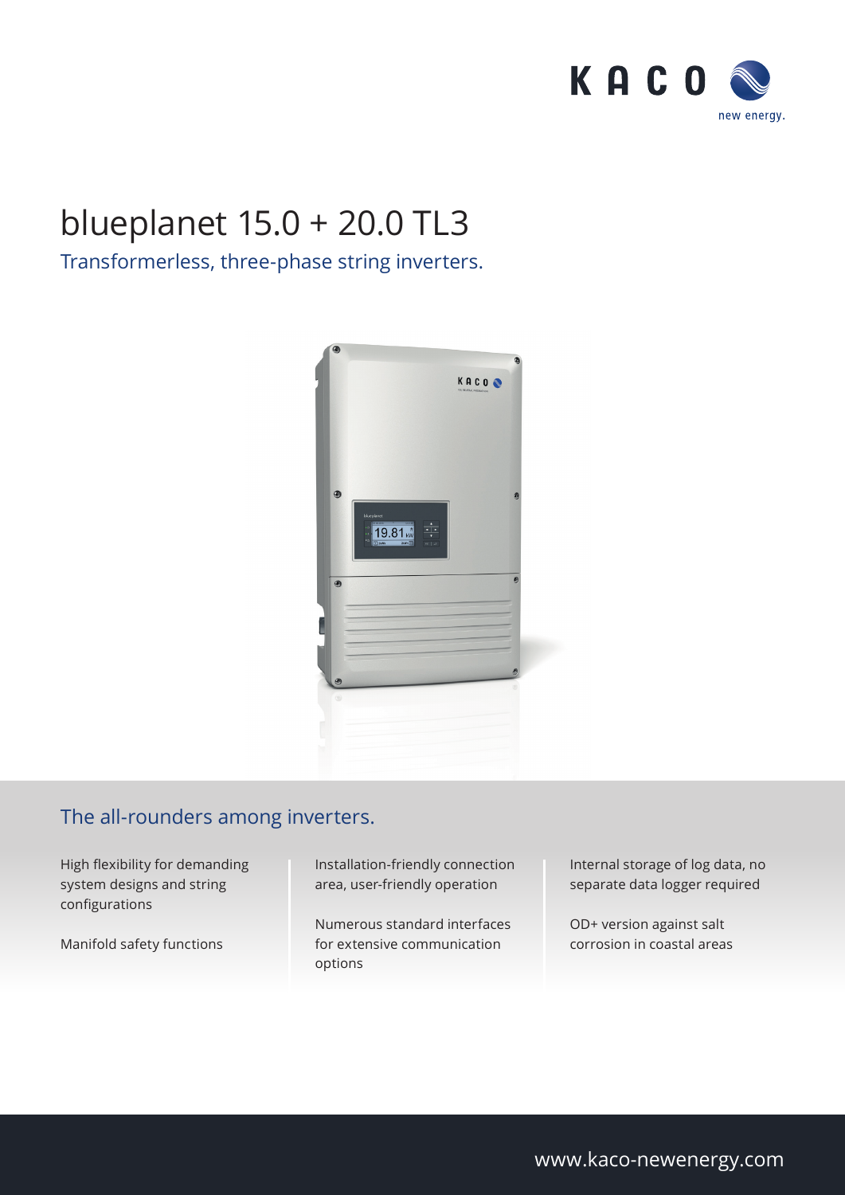KACO new energy.

# blueplanet 15.0 + 20.0 TL3

Transformerless, three-phase string inverters.

## The all-rounders among inverters.

High flexibility for demanding system designs and string configurations

Manifold safety functions

Installation-friendly connection area, user-friendly operation

Numerous standard interfaces for extensive communication options

Internal storage of log data, no separate data logger required

OD+ version against salt corrosion in coastal areas

www.kaco-newenergy.com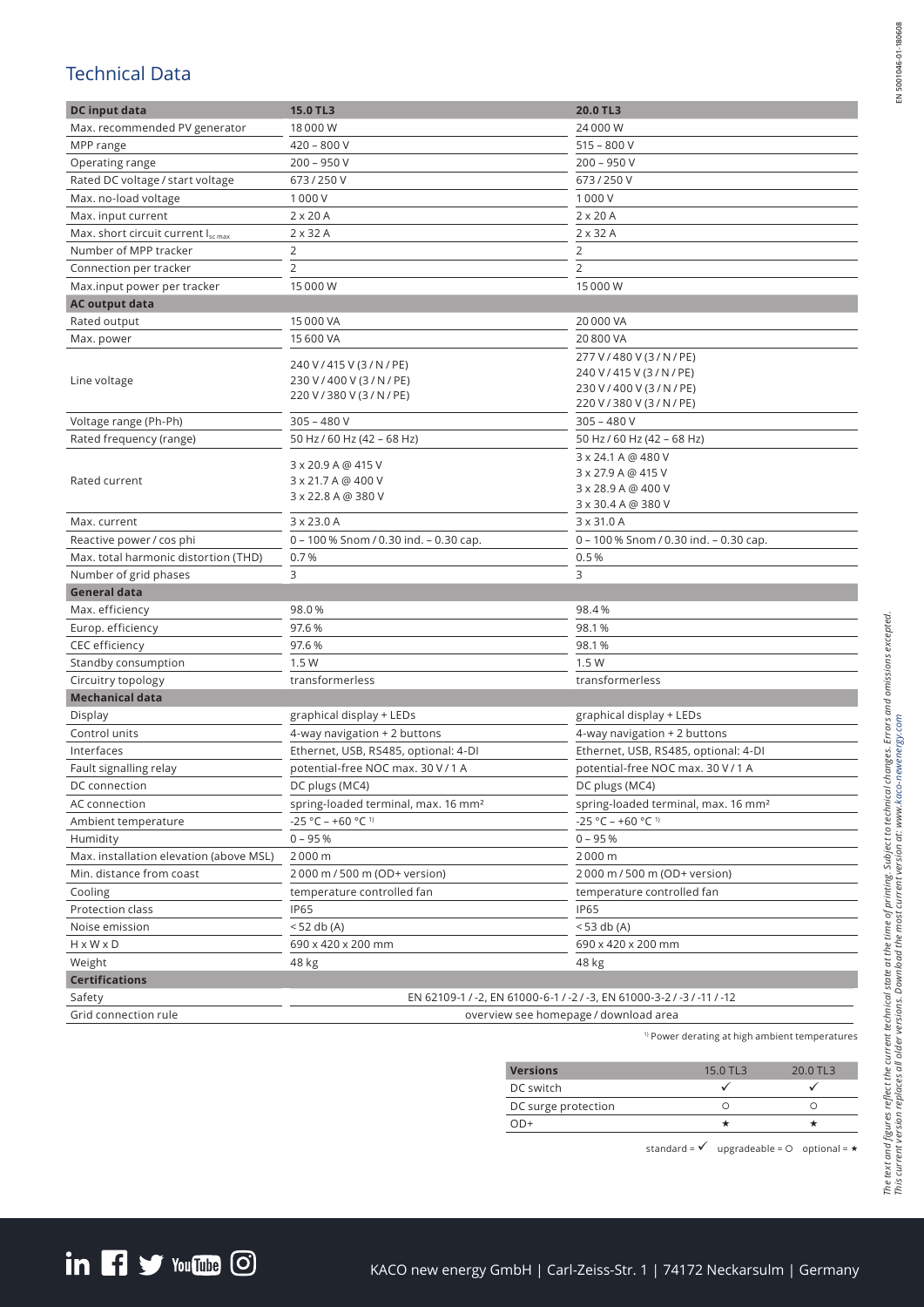# Technical Data

| DC input data | 15.0 TL3 | 20.0 TL3 |
|---|---|---|
| Max. recommended PV generator | 18 000 W | 24 000 W |
| MPP range | 420 – 800 V | 515 – 800 V |
| Operating range | 200 – 950 V | 200 – 950 V |
| Rated DC voltage / start voltage | 673 / 250 V | 673 / 250 V |
| Max. no-load voltage | 1 000 V | 1 000 V |
| Max. input current | 2 x 20 A | 2 x 20 A |
| Max. short circuit current $I_{sc\,max}$ | 2 x 32 A | 2 x 32 A |
| Number of MPP tracker | 2 | 2 |
| Connection per tracker | 2 | 2 |
| Max.input power per tracker | 15 000 W | 15 000 W |
| **AC output data** | | |
| Rated output | 15 000 VA | 20 000 VA |
| Max. power | 15 600 VA | 20 800 VA |
| Line voltage | 240 V / 415 V (3 / N / PE)<br>230 V / 400 V (3 / N / PE)<br>220 V / 380 V (3 / N / PE) | 277 V / 480 V (3 / N / PE)<br>240 V / 415 V (3 / N / PE)<br>230 V / 400 V (3 / N / PE)<br>220 V / 380 V (3 / N / PE) |
| Voltage range (Ph-Ph) | 305 – 480 V | 305 – 480 V |
| Rated frequency (range) | 50 Hz / 60 Hz (42 – 68 Hz) | 50 Hz / 60 Hz (42 – 68 Hz) |
| Rated current | 3 x 20.9 A @ 415 V<br>3 x 21.7 A @ 400 V<br>3 x 22.8 A @ 380 V | 3 x 24.1 A @ 480 V<br>3 x 27.9 A @ 415 V<br>3 x 28.9 A @ 400 V<br>3 x 30.4 A @ 380 V |
| Max. current | 3 x 23.0 A | 3 x 31.0 A |
| Reactive power / cos phi | 0 – 100 % Snom / 0.30 ind. – 0.30 cap. | 0 – 100 % Snom / 0.30 ind. – 0.30 cap. |
| Max. total harmonic distortion (THD) | 0.7 % | 0.5 % |
| Number of grid phases | 3 | 3 |
| **General data** | | |
| Max. efficiency | 98.0 % | 98.4 % |
| Europ. efficiency | 97.6 % | 98.1 % |
| CEC efficiency | 97.6 % | 98.1 % |
| Standby consumption | 1.5 W | 1.5 W |
| Circuitry topology | transformerless | transformerless |
| **Mechanical data** | | |
| Display | graphical display + LEDs | graphical display + LEDs |
| Control units | 4-way navigation + 2 buttons | 4-way navigation + 2 buttons |
| Interfaces | Ethernet, USB, RS485, optional: 4-DI | Ethernet, USB, RS485, optional: 4-DI |
| Fault signalling relay | potential-free NOC max. 30 V / 1 A | potential-free NOC max. 30 V / 1 A |
| DC connection | DC plugs (MC4) | DC plugs (MC4) |
| AC connection | spring-loaded terminal, max. 16 mm² | spring-loaded terminal, max. 16 mm² |
| Ambient temperature | -25 °C – +60 °C [1] | -25 °C – +60 °C [1] |
| Humidity | 0 – 95 % | 0 – 95 % |
| Max. installation elevation (above MSL) | 2 000 m | 2 000 m |
| Min. distance from coast | 2 000 m / 500 m (OD+ version) | 2 000 m / 500 m (OD+ version) |
| Cooling | temperature controlled fan | temperature controlled fan |
| Protection class | IP65 | IP65 |
| Noise emission | < 52 db (A) | < 53 db (A) |
| H x W x D | 690 x 420 x 200 mm | 690 x 420 x 200 mm |
| Weight | 48 kg | 48 kg |
| **Certifications** | | |
| Safety | EN 62109-1 / -2, EN 61000-6-1 / -2 / -3, EN 61000-3-2 / -3 / -11 / -12 | |
| Grid connection rule | overview see homepage / download area | |

[1] Power derating at high ambient temperatures

| Versions | 15.0 TL3 | 20.0 TL3 |
|---|---|---|
| DC switch | ✓ | ✓ |
| DC surge protection | ○ | ○ |
| OD+ | ★ | ★ |

standard = ✓ upgradeable = ○ optional = ★

EN 5001046-01-180608

*The text and figures reflect the current technical state at the time of printing. Subject to technical changes. Errors and omissions excepted. This current version replaces all older versions. Download the most current version at: www.kaco-newenergy.com*

KACO new energy GmbH | Carl-Zeiss-Str. 1 | 74172 Neckarsulm | Germany